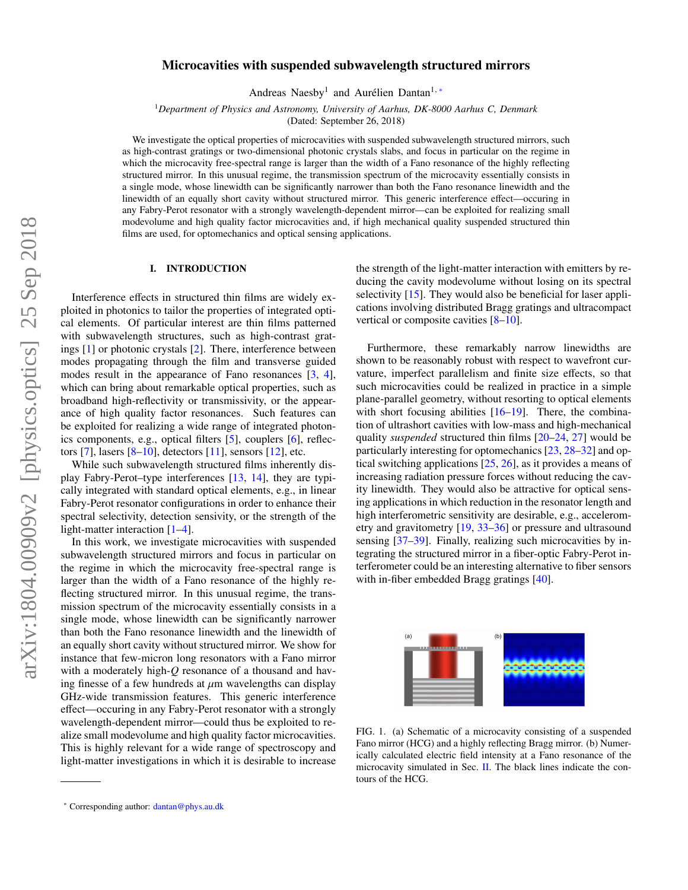# Microcavities with suspended subwavelength structured mirrors

Andreas Naesby[1] and Aurélien Dantan[1,*]

[1]*Department of Physics and Astronomy, University of Aarhus, DK-8000 Aarhus C, Denmark*
(Dated: September 26, 2018)

We investigate the optical properties of microcavities with suspended subwavelength structured mirrors, such as high-contrast gratings or two-dimensional photonic crystals slabs, and focus in particular on the regime in which the microcavity free-spectral range is larger than the width of a Fano resonance of the highly reflecting structured mirror. In this unusual regime, the transmission spectrum of the microcavity essentially consists in a single mode, whose linewidth can be significantly narrower than both the Fano resonance linewidth and the linewidth of an equally short cavity without structured mirror. This generic interference effect—occuring in any Fabry-Perot resonator with a strongly wavelength-dependent mirror—can be exploited for realizing small modevolume and high quality factor microcavities and, if high mechanical quality suspended structured thin films are used, for optomechanics and optical sensing applications.

## I. INTRODUCTION

Interference effects in structured thin films are widely exploited in photonics to tailor the properties of integrated optical elements. Of particular interest are thin films patterned with subwavelength structures, such as high-contrast gratings [1] or photonic crystals [2]. There, interference between modes propagating through the film and transverse guided modes result in the appearance of Fano resonances [3, 4], which can bring about remarkable optical properties, such as broadband high-reflectivity or transmissivity, or the appearance of high quality factor resonances. Such features can be exploited for realizing a wide range of integrated photonics components, e.g., optical filters [5], couplers [6], reflectors [7], lasers [8–10], detectors [11], sensors [12], etc.

While such subwavelength structured films inherently display Fabry-Perot–type interferences [13, 14], they are typically integrated with standard optical elements, e.g., in linear Fabry-Perot resonator configurations in order to enhance their spectral selectivity, detection sensitivity, or the strength of the light-matter interaction [1–4].

In this work, we investigate microcavities with suspended subwavelength structured mirrors and focus in particular on the regime in which the microcavity free-spectral range is larger than the width of a Fano resonance of the highly reflecting structured mirror. In this unusual regime, the transmission spectrum of the microcavity essentially consists in a single mode, whose linewidth can be significantly narrower than both the Fano resonance linewidth and the linewidth of an equally short cavity without structured mirror. We show for instance that few-micron long resonators with a Fano mirror with a moderately high-$Q$ resonance of a thousand and having finesse of a few hundreds at $\mu$m wavelengths can display GHz-wide transmission features. This generic interference effect—occuring in any Fabry-Perot resonator with a strongly wavelength-dependent mirror—could thus be exploited to realize small modevolume and high quality factor microcavities. This is highly relevant for a wide range of spectroscopy and light-matter investigations in which it is desirable to increase the strength of the light-matter interaction with emitters by reducing the cavity modevolume without losing on its spectral selectivity [15]. They would also be beneficial for laser applications involving distributed Bragg gratings and ultracompact vertical or composite cavities [8–10].

Furthermore, these remarkably narrow linewidths are shown to be reasonably robust with respect to wavefront curvature, imperfect parallelism and finite size effects, so that such microcavities could be realized in practice in a simple plane-parallel geometry, without resorting to optical elements with short focusing abilities [16–19]. There, the combination of ultrashort cavities with low-mass and high-mechanical quality *suspended* structured thin films [20–24, 27] would be particularly interesting for optomechanics [23, 28–32] and optical switching applications [25, 26], as it provides a means of increasing radiation pressure forces without reducing the cavity linewidth. They would also be attractive for optical sensing applications in which reduction in the resonator length and high interferometric sensitivity are desirable, e.g., accelerometry and gravitometry [19, 33–36] or pressure and ultrasound sensing [37–39]. Finally, realizing such microcavities by integrating the structured mirror in a fiber-optic Fabry-Perot interferometer could be an interesting alternative to fiber sensors with in-fiber embedded Bragg gratings [40].

FIG. 1. (a) Schematic of a microcavity consisting of a suspended Fano mirror (HCG) and a highly reflecting Bragg mirror. (b) Numerically calculated electric field intensity at a Fano resonance of the microcavity simulated in Sec. II. The black lines indicate the contours of the HCG.

[*] Corresponding author: dantan@phys.au.dk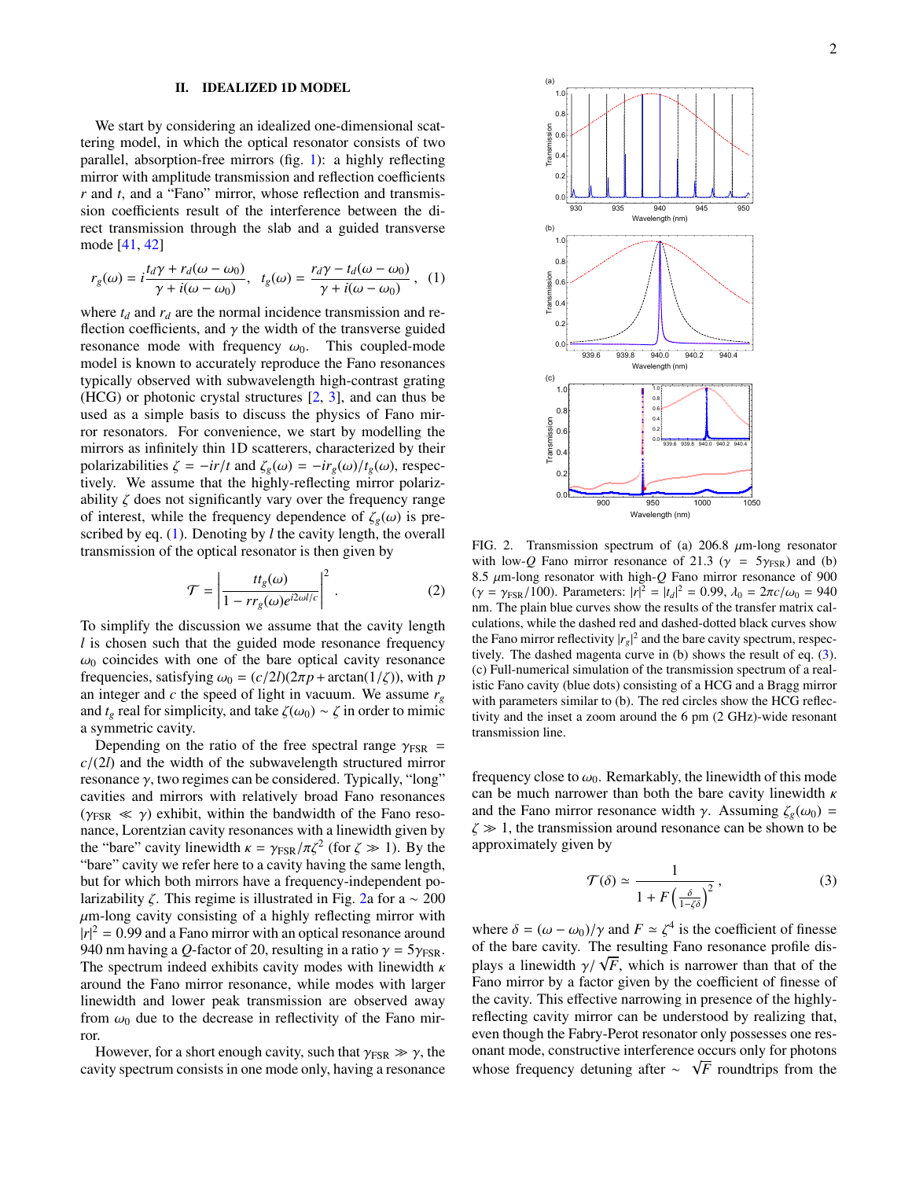## II. IDEALIZED 1D MODEL

We start by considering an idealized one-dimensional scattering model, in which the optical resonator consists of two parallel, absorption-free mirrors (fig. 1): a highly reflecting mirror with amplitude transmission and reflection coefficients $r$ and $t$, and a "Fano" mirror, whose reflection and transmission coefficients result of the interference between the direct transmission through the slab and a guided transverse mode [41, 42]

$$r_g(\omega) = i\frac{t_d\gamma + r_d(\omega - \omega_0)}{\gamma + i(\omega - \omega_0)}, \quad t_g(\omega) = \frac{r_d\gamma - t_d(\omega - \omega_0)}{\gamma + i(\omega - \omega_0)}, \quad (1)$$

where $t_d$ and $r_d$ are the normal incidence transmission and reflection coefficients, and $\gamma$ the width of the transverse guided resonance mode with frequency $\omega_0$. This coupled-mode model is known to accurately reproduce the Fano resonances typically observed with subwavelength high-contrast grating (HCG) or photonic crystal structures [2, 3], and can thus be used as a simple basis to discuss the physics of Fano mirror resonators. For convenience, we start by modelling the mirrors as infinitely thin 1D scatterers, characterized by their polarizabilities $\zeta = -ir/t$ and $\zeta_g(\omega) = -ir_g(\omega)/t_g(\omega)$, respectively. We assume that the highly-reflecting mirror polarizability $\zeta$ does not significantly vary over the frequency range of interest, while the frequency dependence of $\zeta_g(\omega)$ is prescribed by eq. (1). Denoting by $l$ the cavity length, the overall transmission of the optical resonator is then given by

$$\mathcal{T} = \left| \frac{tt_g(\omega)}{1 - rr_g(\omega)e^{i2\omega l/c}} \right|^2. \quad (2)$$

To simplify the discussion we assume that the cavity length $l$ is chosen such that the guided mode resonance frequency $\omega_0$ coincides with one of the bare optical cavity resonance frequencies, satisfying $\omega_0 = (c/2l)(2\pi p + \arctan(1/\zeta))$, with $p$ an integer and $c$ the speed of light in vacuum. We assume $r_g$ and $t_g$ real for simplicity, and take $\zeta(\omega_0) \sim \zeta$ in order to mimic a symmetric cavity.

Depending on the ratio of the free spectral range $\gamma_{\rm FSR} = c/(2l)$ and the width of the subwavelength structured mirror resonance $\gamma$, two regimes can be considered. Typically, "long" cavities and mirrors with relatively broad Fano resonances ($\gamma_{\rm FSR} \ll \gamma$) exhibit, within the bandwidth of the Fano resonance, Lorentzian cavity resonances with a linewidth given by the "bare" cavity linewidth $\kappa = \gamma_{\rm FSR}/\pi\zeta^2$ (for $\zeta \gg 1$). By the "bare" cavity we refer here to a cavity having the same length, but for which both mirrors have a frequency-independent polarizability $\zeta$. This regime is illustrated in Fig. 2a for a $\sim 200$ $\mu$m-long cavity consisting of a highly reflecting mirror with $|r|^2 = 0.99$ and a Fano mirror with an optical resonance around 940 nm having a $Q$-factor of 20, resulting in a ratio $\gamma = 5\gamma_{\rm FSR}$. The spectrum indeed exhibits cavity modes with linewidth $\kappa$ around the Fano mirror resonance, while modes with larger linewidth and lower peak transmission are observed away from $\omega_0$ due to the decrease in reflectivity of the Fano mirror.

However, for a short enough cavity, such that $\gamma_{\rm FSR} \gg \gamma$, the cavity spectrum consists in one mode only, having a resonance frequency close to $\omega_0$. Remarkably, the linewidth of this mode can be much narrower than both the bare cavity linewidth $\kappa$ and the Fano mirror resonance width $\gamma$. Assuming $\zeta_g(\omega_0) = \zeta \gg 1$, the transmission around resonance can be shown to be approximately given by

$$\mathcal{T}(\delta) \simeq \frac{1}{1 + F\left(\frac{\delta}{1-\zeta\delta}\right)^2}, \quad (3)$$

where $\delta = (\omega - \omega_0)/\gamma$ and $F \simeq \zeta^4$ is the coefficient of finesse of the bare cavity. The resulting Fano resonance profile displays a linewidth $\gamma/\sqrt{F}$, which is narrower than that of the Fano mirror by a factor given by the coefficient of finesse of the cavity. This effective narrowing in presence of the highly-reflecting cavity mirror can be understood by realizing that, even though the Fabry-Perot resonator only possesses one resonant mode, constructive interference occurs only for photons whose frequency detuning after $\sim \sqrt{F}$ roundtrips from the

FIG. 2. Transmission spectrum of (a) 206.8 $\mu$m-long resonator with low-$Q$ Fano mirror resonance of 21.3 ($\gamma = 5\gamma_{\rm FSR}$) and (b) 8.5 $\mu$m-long resonator with high-$Q$ Fano mirror resonance of 900 ($\gamma = \gamma_{\rm FSR}/100$). Parameters: $|r|^2 = |t_d|^2 = 0.99$, $\lambda_0 = 2\pi c/\omega_0 = 940$ nm. The plain blue curves show the results of the transfer matrix calculations, while the dashed red and dashed-dotted black curves show the Fano mirror reflectivity $|r_g|^2$ and the bare cavity spectrum, respectively. The dashed magenta curve in (b) shows the result of eq. (3). (c) Full-numerical simulation of the transmission spectrum of a realistic Fano cavity (blue dots) consisting of a HCG and a Bragg mirror with parameters similar to (b). The red circles show the HCG reflectivity and the inset a zoom around the 6 pm (2 GHz)-wide resonant transmission line.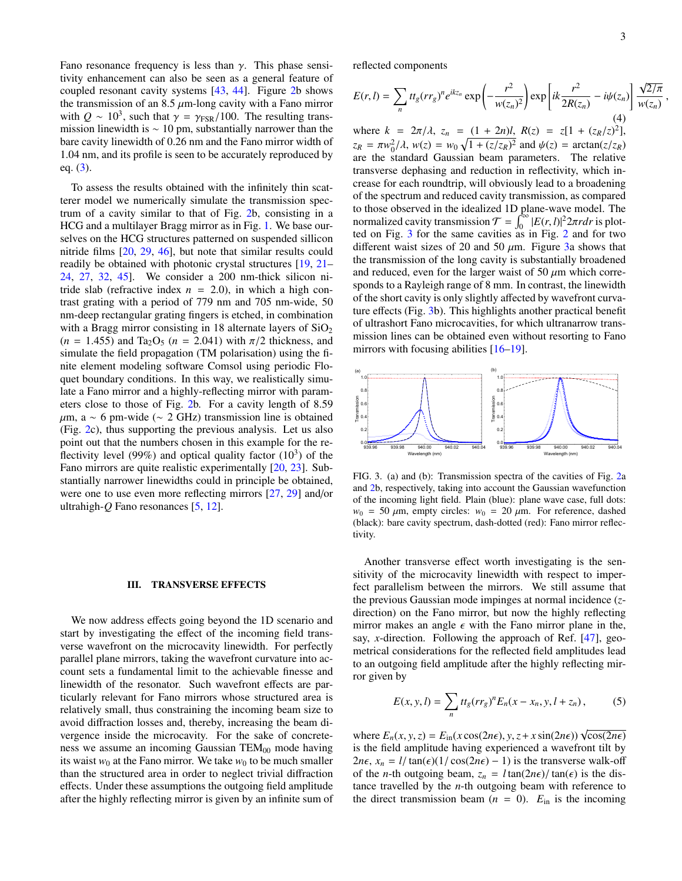Fano resonance frequency is less than $\gamma$. This phase sensitivity enhancement can also be seen as a general feature of coupled resonant cavity systems [43, 44]. Figure 2b shows the transmission of an 8.5 $\mu$m-long cavity with a Fano mirror with $Q \sim 10^3$, such that $\gamma = \gamma_{\rm FSR}/100$. The resulting transmission linewidth is $\sim$ 10 pm, substantially narrower than the bare cavity linewidth of 0.26 nm and the Fano mirror width of 1.04 nm, and its profile is seen to be accurately reproduced by eq. (3).

To assess the results obtained with the infinitely thin scatterer model we numerically simulate the transmission spectrum of a cavity similar to that of Fig. 2b, consisting in a HCG and a multilayer Bragg mirror as in Fig. 1. We base ourselves on the HCG structures patterned on suspended sillicon nitride films [20, 29, 46], but note that similar results could readily be obtained with photonic crystal structures [19, 21–24, 27, 32, 45]. We consider a 200 nm-thick silicon nitride slab (refractive index $n = 2.0$), in which a high contrast grating with a period of 779 nm and 705 nm-wide, 50 nm-deep rectangular grating fingers is etched, in combination with a Bragg mirror consisting in 18 alternate layers of $SiO_2$ ($n = 1.455$) and $Ta_2O_5$ ($n = 2.041$) with $\pi/2$ thickness, and simulate the field propagation (TM polarisation) using the finite element modeling software Comsol using periodic Floquet boundary conditions. In this way, we realistically simulate a Fano mirror and a highly-reflecting mirror with parameters close to those of Fig. 2b. For a cavity length of 8.59 $\mu$m, a $\sim$ 6 pm-wide ($\sim$ 2 GHz) transmission line is obtained (Fig. 2c), thus supporting the previous analysis. Let us also point out that the numbers chosen in this example for the reflectivity level (99%) and optical quality factor ($10^3$) of the Fano mirrors are quite realistic experimentally [20, 23]. Substantially narrower linewidths could in principle be obtained, were one to use even more reflecting mirrors [27, 29] and/or ultrahigh-$Q$ Fano resonances [5, 12].

## III. TRANSVERSE EFFECTS

We now address effects going beyond the 1D scenario and start by investigating the effect of the incoming field transverse wavefront on the microcavity linewidth. For perfectly parallel plane mirrors, taking the wavefront curvature into account sets a fundamental limit to the achievable finesse and linewidth of the resonator. Such wavefront effects are particularly relevant for Fano mirrors whose structured area is relatively small, thus constraining the beam size to avoid diffraction losses and, thereby, increasing the beam divergence inside the microcavity. For the sake of concreteness we assume an incoming Gaussian TEM$_{00}$ mode having its waist $w_0$ at the Fano mirror. We take $w_0$ to be much smaller than the structured area in order to neglect trivial diffraction effects. Under these assumptions the outgoing field amplitude after the highly reflecting mirror is given by an infinite sum of reflected components

$$E(r,l) = \sum_n tt_g(rr_g)^n e^{ikz_n} \exp\left(-\frac{r^2}{w(z_n)^2}\right) \exp\left[ik\frac{r^2}{2R(z_n)} - i\psi(z_n)\right] \frac{\sqrt{2/\pi}}{w(z_n)}, \quad (4)$$

where $k = 2\pi/\lambda$, $z_n = (1+2n)l$, $R(z) = z[1+(z_R/z)^2]$, $z_R = \pi w_0^2/\lambda$, $w(z) = w_0\sqrt{1+(z/z_R)^2}$ and $\psi(z) = \arctan(z/z_R)$ are the standard Gaussian beam parameters. The relative transverse dephasing and reduction in reflectivity, which increase for each roundtrip, will obviously lead to a broadening of the spectrum and reduced cavity transmission, as compared to those observed in the idealized 1D plane-wave model. The normalized cavity transmission $\mathcal{T} = \int_0^\infty |E(r,l)|^2 2\pi r dr$ is plotted on Fig. 3 for the same cavities as in Fig. 2 and for two different waist sizes of 20 and 50 $\mu$m. Figure 3a shows that the transmission of the long cavity is substantially broadened and reduced, even for the larger waist of 50 $\mu$m which corresponds to a Rayleigh range of 8 mm. In contrast, the linewidth of the short cavity is only slightly affected by wavefront curvature effects (Fig. 3b). This highlights another practical benefit of ultrashort Fano microcavities, for which ultranarrow transmission lines can be obtained even without resorting to Fano mirrors with focusing abilities [16–19].

FIG. 3. (a) and (b): Transmission spectra of the cavities of Fig. 2a and 2b, respectively, taking into account the Gaussian wavefunction of the incoming light field. Plain (blue): plane wave case, full dots: $w_0 = 50$ $\mu$m, empty circles: $w_0 = 20$ $\mu$m. For reference, dashed (black): bare cavity spectrum, dash-dotted (red): Fano mirror reflectivity.

Another transverse effect worth investigating is the sensitivity of the microcavity linewidth with respect to imperfect parallelism between the mirrors. We still assume that the previous Gaussian mode impinges at normal incidence ($z$-direction) on the Fano mirror, but now the highly reflecting mirror makes an angle $\epsilon$ with the Fano mirror plane in the, say, $x$-direction. Following the approach of Ref. [47], geometrical considerations for the reflected field amplitudes lead to an outgoing field amplitude after the highly reflecting mirror given by

$$E(x,y,l) = \sum_n tt_g(rr_g)^n E_n(x - x_n, y, l + z_n), \quad (5)$$

where $E_n(x,y,z) = E_{\rm in}(x\cos(2n\epsilon), y, z + x\sin(2n\epsilon))\sqrt{\cos(2n\epsilon)}$ is the field amplitude having experienced a wavefront tilt by $2n\epsilon$, $x_n = l/\tan(\epsilon)(1/\cos(2n\epsilon) - 1)$ is the transverse walk-off of the $n$-th outgoing beam, $z_n = l\tan(2n\epsilon)/\tan(\epsilon)$ is the distance travelled by the $n$-th outgoing beam with reference to the direct transmission beam ($n = 0$). $E_{\rm in}$ is the incoming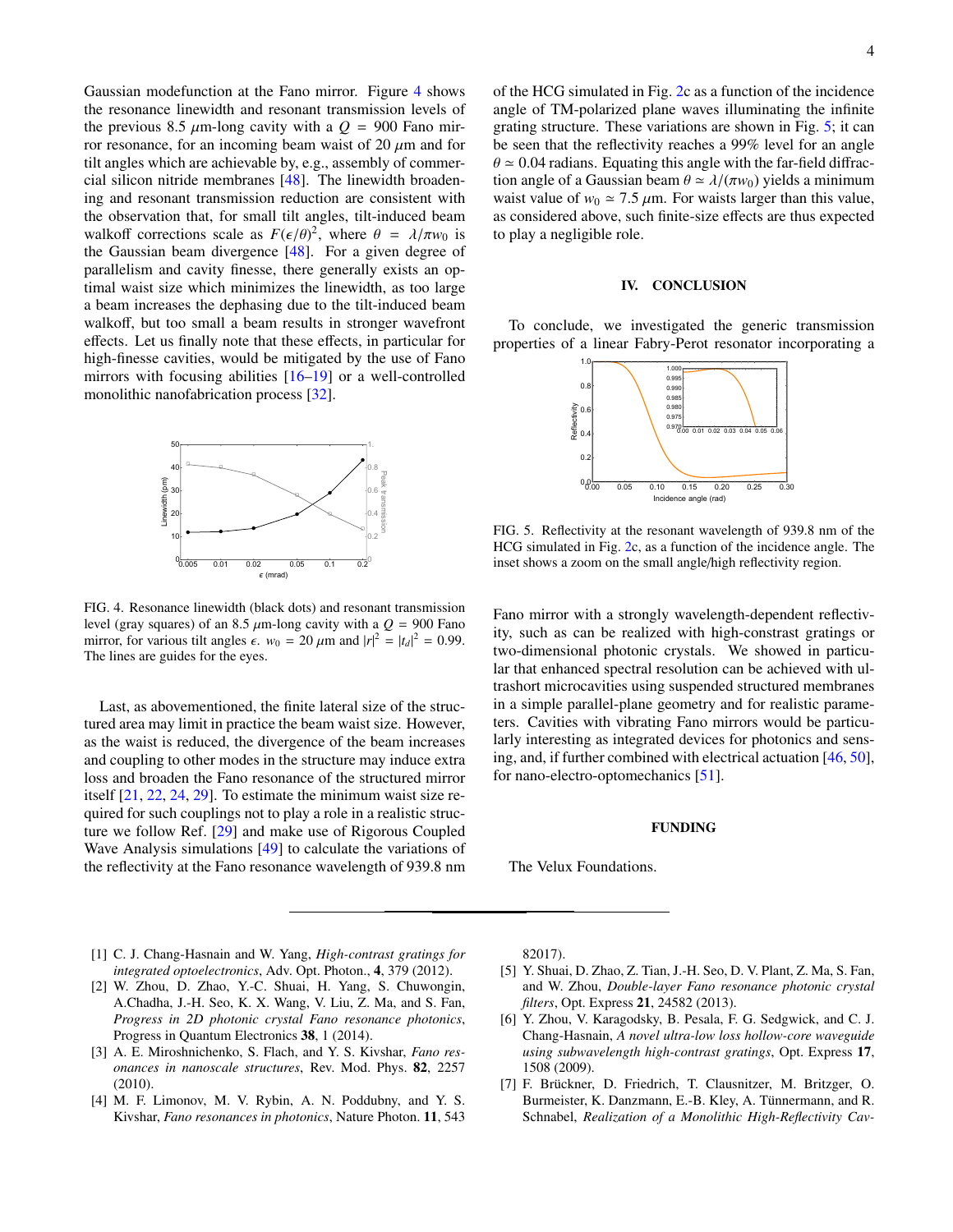Gaussian modefunction at the Fano mirror. Figure 4 shows the resonance linewidth and resonant transmission levels of the previous 8.5 $\mu$m-long cavity with a $Q = 900$ Fano mirror resonance, for an incoming beam waist of 20 $\mu$m and for tilt angles which are achievable by, e.g., assembly of commercial silicon nitride membranes [48]. The linewidth broadening and resonant transmission reduction are consistent with the observation that, for small tilt angles, tilt-induced beam walkoff corrections scale as $F(\epsilon/\theta)^2$, where $\theta = \lambda/\pi w_0$ is the Gaussian beam divergence [48]. For a given degree of parallelism and cavity finesse, there generally exists an optimal waist size which minimizes the linewidth, as too large a beam increases the dephasing due to the tilt-induced beam walkoff, but too small a beam results in stronger wavefront effects. Let us finally note that these effects, in particular for high-finesse cavities, would be mitigated by the use of Fano mirrors with focusing abilities [16–19] or a well-controlled monolithic nanofabrication process [32].

FIG. 4. Resonance linewidth (black dots) and resonant transmission level (gray squares) of an 8.5 $\mu$m-long cavity with a $Q = 900$ Fano mirror, for various tilt angles $\epsilon$. $w_0 = 20$ $\mu$m and $|r|^2 = |t_d|^2 = 0.99$. The lines are guides for the eyes.

Last, as abovementioned, the finite lateral size of the structured area may limit in practice the beam waist size. However, as the waist is reduced, the divergence of the beam increases and coupling to other modes in the structure may induce extra loss and broaden the Fano resonance of the structured mirror itself [21, 22, 24, 29]. To estimate the minimum waist size required for such couplings not to play a role in a realistic structure we follow Ref. [29] and make use of Rigorous Coupled Wave Analysis simulations [49] to calculate the variations of the reflectivity at the Fano resonance wavelength of 939.8 nm of the HCG simulated in Fig. 2c as a function of the incidence angle of TM-polarized plane waves illuminating the infinite grating structure. These variations are shown in Fig. 5; it can be seen that the reflectivity reaches a 99% level for an angle $\theta \simeq 0.04$ radians. Equating this angle with the far-field diffraction angle of a Gaussian beam $\theta \simeq \lambda/(\pi w_0)$ yields a minimum waist value of $w_0 \simeq 7.5$ $\mu$m. For waists larger than this value, as considered above, such finite-size effects are thus expected to play a negligible role.

## IV. CONCLUSION

To conclude, we investigated the generic transmission properties of a linear Fabry-Perot resonator incorporating a Fano mirror with a strongly wavelength-dependent reflectivity, such as can be realized with high-constrast gratings or two-dimensional photonic crystals. We showed in particular that enhanced spectral resolution can be achieved with ultrashort microcavities using suspended structured membranes in a simple parallel-plane geometry and for realistic parameters. Cavities with vibrating Fano mirrors would be particularly interesting as integrated devices for photonics and sensing, and, if further combined with electrical actuation [46, 50], for nano-electro-optomechanics [51].

FIG. 5. Reflectivity at the resonant wavelength of 939.8 nm of the HCG simulated in Fig. 2c, as a function of the incidence angle. The inset shows a zoom on the small angle/high reflectivity region.

## FUNDING

The Velux Foundations.

---

[1] C. J. Chang-Hasnain and W. Yang, *High-contrast gratings for integrated optoelectronics*, Adv. Opt. Photon., **4**, 379 (2012).

[2] W. Zhou, D. Zhao, Y.-C. Shuai, H. Yang, S. Chuwongin, A.Chadha, J.-H. Seo, K. X. Wang, V. Liu, Z. Ma, and S. Fan, *Progress in 2D photonic crystal Fano resonance photonics*, Progress in Quantum Electronics **38**, 1 (2014).

[3] A. E. Miroshnichenko, S. Flach, and Y. S. Kivshar, *Fano resonances in nanoscale structures*, Rev. Mod. Phys. **82**, 2257 (2010).

[4] M. F. Limonov, M. V. Rybin, A. N. Poddubny, and Y. S. Kivshar, *Fano resonances in photonics*, Nature Photon. **11**, 543 82017).

[5] Y. Shuai, D. Zhao, Z. Tian, J.-H. Seo, D. V. Plant, Z. Ma, S. Fan, and W. Zhou, *Double-layer Fano resonance photonic crystal filters*, Opt. Express **21**, 24582 (2013).

[6] Y. Zhou, V. Karagodsky, B. Pesala, F. G. Sedgwick, and C. J. Chang-Hasnain, *A novel ultra-low loss hollow-core waveguide using subwavelength high-contrast gratings*, Opt. Express **17**, 1508 (2009).

[7] F. Brückner, D. Friedrich, T. Clausnitzer, M. Britzger, O. Burmeister, K. Danzmann, E.-B. Kley, A. Tünnermann, and R. Schnabel, *Realization of a Monolithic High-Reflectivity Cav-*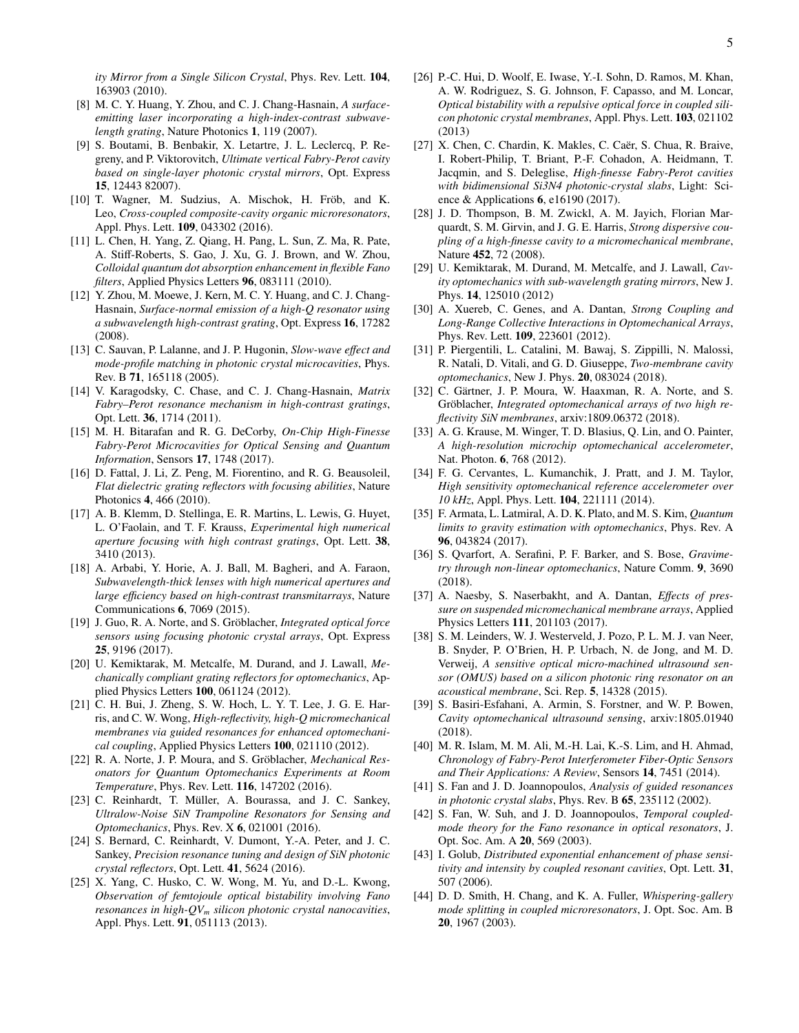*ity Mirror from a Single Silicon Crystal*, Phys. Rev. Lett. **104**, 163903 (2010).

[8] M. C. Y. Huang, Y. Zhou, and C. J. Chang-Hasnain, *A surface-emitting laser incorporating a high-index-contrast subwavelength grating*, Nature Photonics **1**, 119 (2007).

[9] S. Boutami, B. Benbakir, X. Letartre, J. L. Leclercq, P. Regreny, and P. Viktorovitch, *Ultimate vertical Fabry-Perot cavity based on single-layer photonic crystal mirrors*, Opt. Express **15**, 12443 82007).

[10] T. Wagner, M. Sudzius, A. Mischok, H. Fröb, and K. Leo, *Cross-coupled composite-cavity organic microresonators*, Appl. Phys. Lett. **109**, 043302 (2016).

[11] L. Chen, H. Yang, Z. Qiang, H. Pang, L. Sun, Z. Ma, R. Pate, A. Stiff-Roberts, S. Gao, J. Xu, G. J. Brown, and W. Zhou, *Colloidal quantum dot absorption enhancement in flexible Fano filters*, Applied Physics Letters **96**, 083111 (2010).

[12] Y. Zhou, M. Moewe, J. Kern, M. C. Y. Huang, and C. J. Chang-Hasnain, *Surface-normal emission of a high-Q resonator using a subwavelength high-contrast grating*, Opt. Express **16**, 17282 (2008).

[13] C. Sauvan, P. Lalanne, and J. P. Hugonin, *Slow-wave effect and mode-profile matching in photonic crystal microcavities*, Phys. Rev. B **71**, 165118 (2005).

[14] V. Karagodsky, C. Chase, and C. J. Chang-Hasnain, *Matrix Fabry–Perot resonance mechanism in high-contrast gratings*, Opt. Lett. **36**, 1714 (2011).

[15] M. H. Bitarafan and R. G. DeCorby, *On-Chip High-Finesse Fabry-Perot Microcavities for Optical Sensing and Quantum Information*, Sensors **17**, 1748 (2017).

[16] D. Fattal, J. Li, Z. Peng, M. Fiorentino, and R. G. Beausoleil, *Flat dielectric grating reflectors with focusing abilities*, Nature Photonics **4**, 466 (2010).

[17] A. B. Klemm, D. Stellinga, E. R. Martins, L. Lewis, G. Huyet, L. O'Faolain, and T. F. Krauss, *Experimental high numerical aperture focusing with high contrast gratings*, Opt. Lett. **38**, 3410 (2013).

[18] A. Arbabi, Y. Horie, A. J. Ball, M. Bagheri, and A. Faraon, *Subwavelength-thick lenses with high numerical apertures and large efficiency based on high-contrast transmitarrays*, Nature Communications **6**, 7069 (2015).

[19] J. Guo, R. A. Norte, and S. Gröblacher, *Integrated optical force sensors using focusing photonic crystal arrays*, Opt. Express **25**, 9196 (2017).

[20] U. Kemiktarak, M. Metcalfe, M. Durand, and J. Lawall, *Mechanically compliant grating reflectors for optomechanics*, Applied Physics Letters **100**, 061124 (2012).

[21] C. H. Bui, J. Zheng, S. W. Hoch, L. Y. T. Lee, J. G. E. Harris, and C. W. Wong, *High-reflectivity, high-Q micromechanical membranes via guided resonances for enhanced optomechanical coupling*, Applied Physics Letters **100**, 021110 (2012).

[22] R. A. Norte, J. P. Moura, and S. Gröblacher, *Mechanical Resonators for Quantum Optomechanics Experiments at Room Temperature*, Phys. Rev. Lett. **116**, 147202 (2016).

[23] C. Reinhardt, T. Müller, A. Bourassa, and J. C. Sankey, *Ultralow-Noise SiN Trampoline Resonators for Sensing and Optomechanics*, Phys. Rev. X **6**, 021001 (2016).

[24] S. Bernard, C. Reinhardt, V. Dumont, Y.-A. Peter, and J. C. Sankey, *Precision resonance tuning and design of SiN photonic crystal reflectors*, Opt. Lett. **41**, 5624 (2016).

[25] X. Yang, C. Husko, C. W. Wong, M. Yu, and D.-L. Kwong, *Observation of femtojoule optical bistability involving Fano resonances in high-$QV_m$ silicon photonic crystal nanocavities*, Appl. Phys. Lett. **91**, 051113 (2013).

[26] P.-C. Hui, D. Woolf, E. Iwase, Y.-I. Sohn, D. Ramos, M. Khan, A. W. Rodriguez, S. G. Johnson, F. Capasso, and M. Loncar, *Optical bistability with a repulsive optical force in coupled silicon photonic crystal membranes*, Appl. Phys. Lett. **103**, 021102 (2013)

[27] X. Chen, C. Chardin, K. Makles, C. Caër, S. Chua, R. Braive, I. Robert-Philip, T. Briant, P.-F. Cohadon, A. Heidmann, T. Jacqmin, and S. Deleglise, *High-finesse Fabry-Perot cavities with bidimensional Si3N4 photonic-crystal slabs*, Light: Science & Applications **6**, e16190 (2017).

[28] J. D. Thompson, B. M. Zwickl, A. M. Jayich, Florian Marquardt, S. M. Girvin, and J. G. E. Harris, *Strong dispersive coupling of a high-finesse cavity to a micromechanical membrane*, Nature **452**, 72 (2008).

[29] U. Kemiktarak, M. Durand, M. Metcalfe, and J. Lawall, *Cavity optomechanics with sub-wavelength grating mirrors*, New J. Phys. **14**, 125010 (2012)

[30] A. Xuereb, C. Genes, and A. Dantan, *Strong Coupling and Long-Range Collective Interactions in Optomechanical Arrays*, Phys. Rev. Lett. **109**, 223601 (2012).

[31] P. Piergentili, L. Catalini, M. Bawaj, S. Zippilli, N. Malossi, R. Natali, D. Vitali, and G. D. Giuseppe, *Two-membrane cavity optomechanics*, New J. Phys. **20**, 083024 (2018).

[32] C. Gärtner, J. P. Moura, W. Haaxman, R. A. Norte, and S. Gröblacher, *Integrated optomechanical arrays of two high reflectivity SiN membranes*, arxiv:1809.06372 (2018).

[33] A. G. Krause, M. Winger, T. D. Blasius, Q. Lin, and O. Painter, *A high-resolution microchip optomechanical accelerometer*, Nat. Photon. **6**, 768 (2012).

[34] F. G. Cervantes, L. Kumanchik, J. Pratt, and J. M. Taylor, *High sensitivity optomechanical reference accelerometer over 10 kHz*, Appl. Phys. Lett. **104**, 221111 (2014).

[35] F. Armata, L. Latmiral, A. D. K. Plato, and M. S. Kim, *Quantum limits to gravity estimation with optomechanics*, Phys. Rev. A **96**, 043824 (2017).

[36] S. Qvarfort, A. Serafini, P. F. Barker, and S. Bose, *Gravimetry through non-linear optomechanics*, Nature Comm. **9**, 3690 (2018).

[37] A. Naesby, S. Naserbakht, and A. Dantan, *Effects of pressure on suspended micromechanical membrane arrays*, Applied Physics Letters **111**, 201103 (2017).

[38] S. M. Leinders, W. J. Westerveld, J. Pozo, P. L. M. J. van Neer, B. Snyder, P. O'Brien, H. P. Urbach, N. de Jong, and M. D. Verweij, *A sensitive optical micro-machined ultrasound sensor (OMUS) based on a silicon photonic ring resonator on an acoustical membrane*, Sci. Rep. **5**, 14328 (2015).

[39] S. Basiri-Esfahani, A. Armin, S. Forstner, and W. P. Bowen, *Cavity optomechanical ultrasound sensing*, arxiv:1805.01940 (2018).

[40] M. R. Islam, M. M. Ali, M.-H. Lai, K.-S. Lim, and H. Ahmad, *Chronology of Fabry-Perot Interferometer Fiber-Optic Sensors and Their Applications: A Review*, Sensors **14**, 7451 (2014).

[41] S. Fan and J. D. Joannopoulos, *Analysis of guided resonances in photonic crystal slabs*, Phys. Rev. B **65**, 235112 (2002).

[42] S. Fan, W. Suh, and J. D. Joannopoulos, *Temporal coupled-mode theory for the Fano resonance in optical resonators*, J. Opt. Soc. Am. A **20**, 569 (2003).

[43] I. Golub, *Distributed exponential enhancement of phase sensitivity and intensity by coupled resonant cavities*, Opt. Lett. **31**, 507 (2006).

[44] D. D. Smith, H. Chang, and K. A. Fuller, *Whispering-gallery mode splitting in coupled microresonators*, J. Opt. Soc. Am. B **20**, 1967 (2003).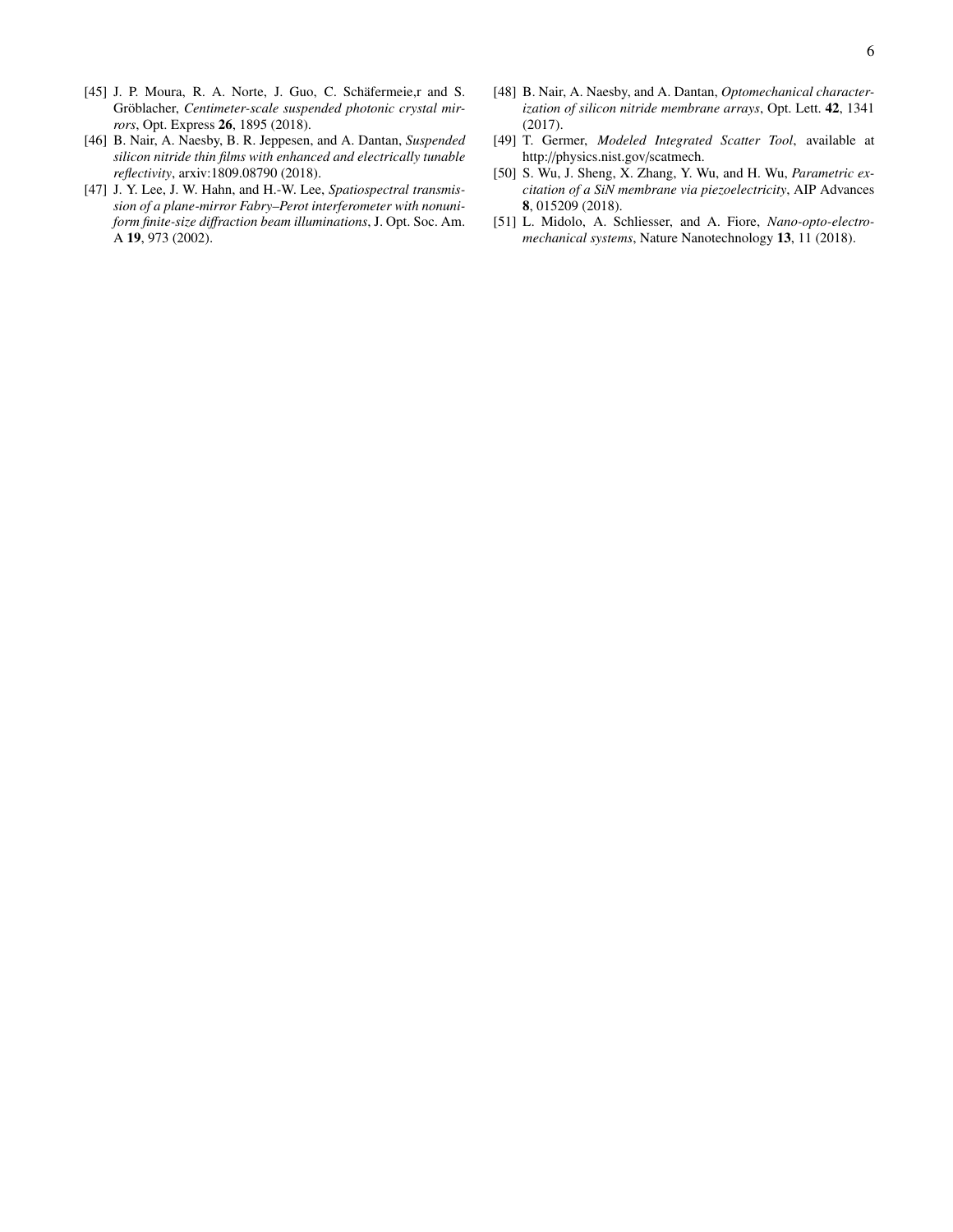[45] J. P. Moura, R. A. Norte, J. Guo, C. Schäfermeie,r and S. Gröblacher, *Centimeter-scale suspended photonic crystal mirrors*, Opt. Express **26**, 1895 (2018).

[46] B. Nair, A. Naesby, B. R. Jeppesen, and A. Dantan, *Suspended silicon nitride thin films with enhanced and electrically tunable reflectivity*, arxiv:1809.08790 (2018).

[47] J. Y. Lee, J. W. Hahn, and H.-W. Lee, *Spatiospectral transmission of a plane-mirror Fabry–Perot interferometer with nonuniform finite-size diffraction beam illuminations*, J. Opt. Soc. Am. A **19**, 973 (2002).

[48] B. Nair, A. Naesby, and A. Dantan, *Optomechanical characterization of silicon nitride membrane arrays*, Opt. Lett. **42**, 1341 (2017).

[49] T. Germer, *Modeled Integrated Scatter Tool*, available at http://physics.nist.gov/scatmech.

[50] S. Wu, J. Sheng, X. Zhang, Y. Wu, and H. Wu, *Parametric excitation of a SiN membrane via piezoelectricity*, AIP Advances **8**, 015209 (2018).

[51] L. Midolo, A. Schliesser, and A. Fiore, *Nano-opto-electro-mechanical systems*, Nature Nanotechnology **13**, 11 (2018).